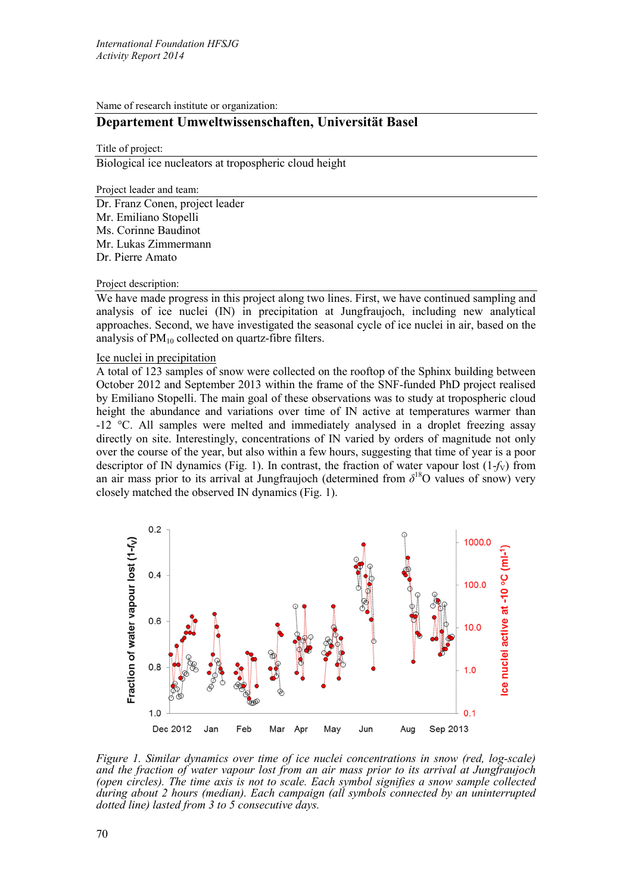*International Foundation HFSJG*
*Activity Report 2014*

Name of research institute or organization:

## Departement Umweltwissenschaften, Universität Basel

Title of project:

Biological ice nucleators at tropospheric cloud height

Project leader and team:

Dr. Franz Conen, project leader
Mr. Emiliano Stopelli
Ms. Corinne Baudinot
Mr. Lukas Zimmermann
Dr. Pierre Amato

Project description:

We have made progress in this project along two lines. First, we have continued sampling and analysis of ice nuclei (IN) in precipitation at Jungfraujoch, including new analytical approaches. Second, we have investigated the seasonal cycle of ice nuclei in air, based on the analysis of $PM_{10}$ collected on quartz-fibre filters.

Ice nuclei in precipitation

A total of 123 samples of snow were collected on the rooftop of the Sphinx building between October 2012 and September 2013 within the frame of the SNF-funded PhD project realised by Emiliano Stopelli. The main goal of these observations was to study at tropospheric cloud height the abundance and variations over time of IN active at temperatures warmer than -12 °C. All samples were melted and immediately analysed in a droplet freezing assay directly on site. Interestingly, concentrations of IN varied by orders of magnitude not only over the course of the year, but also within a few hours, suggesting that time of year is a poor descriptor of IN dynamics (Fig. 1). In contrast, the fraction of water vapour lost ($1-f_V$) from an air mass prior to its arrival at Jungfraujoch (determined from $\delta^{18}$O values of snow) very closely matched the observed IN dynamics (Fig. 1).

*Figure 1. Similar dynamics over time of ice nuclei concentrations in snow (red, log-scale) and the fraction of water vapour lost from an air mass prior to its arrival at Jungfraujoch (open circles). The time axis is not to scale. Each symbol signifies a snow sample collected during about 2 hours (median). Each campaign (all symbols connected by an uninterrupted dotted line) lasted from 3 to 5 consecutive days.*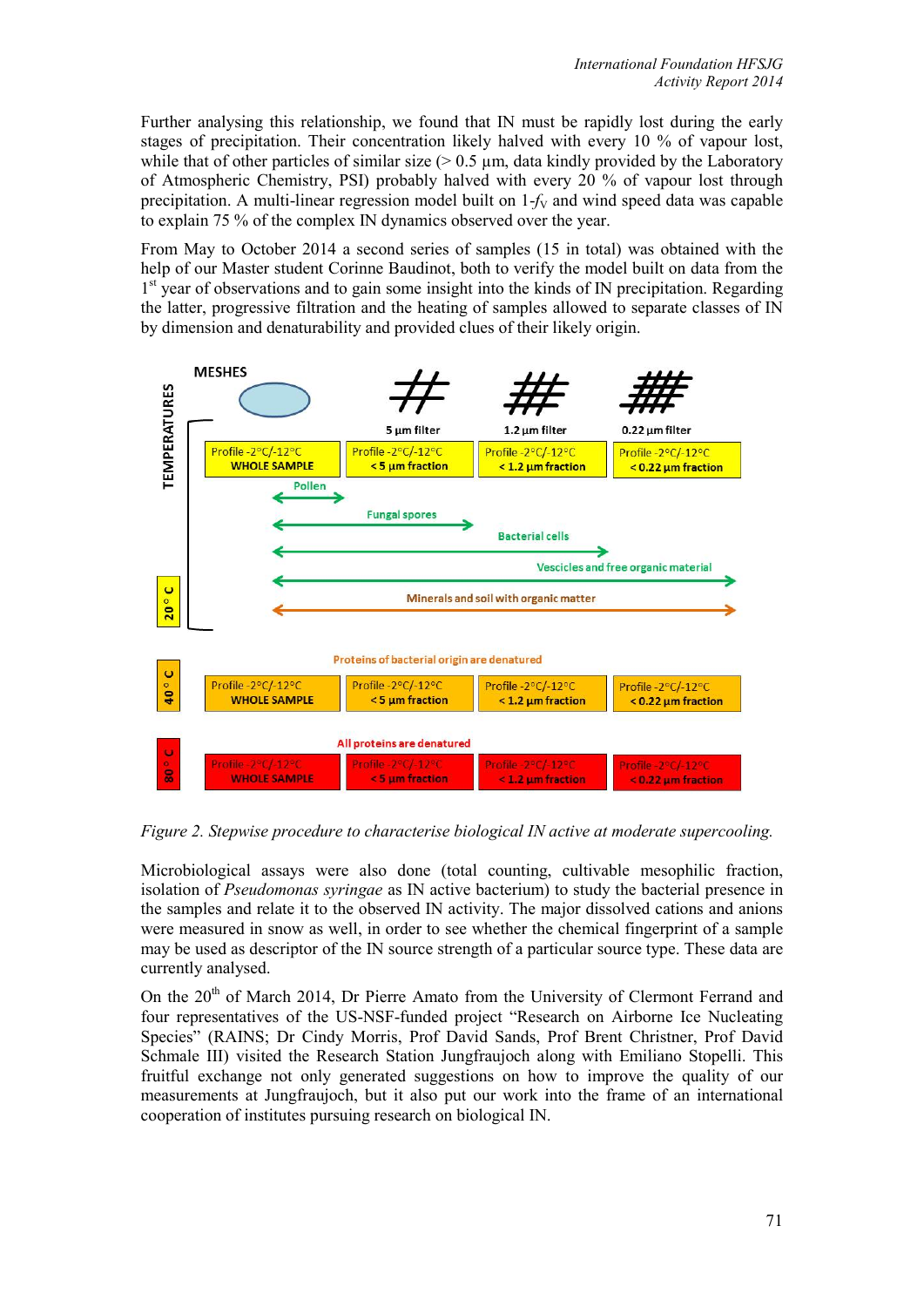Further analysing this relationship, we found that IN must be rapidly lost during the early stages of precipitation. Their concentration likely halved with every 10 % of vapour lost, while that of other particles of similar size (> 0.5 µm, data kindly provided by the Laboratory of Atmospheric Chemistry, PSI) probably halved with every 20 % of vapour lost through precipitation. A multi-linear regression model built on 1-$f_V$ and wind speed data was capable to explain 75 % of the complex IN dynamics observed over the year.

From May to October 2014 a second series of samples (15 in total) was obtained with the help of our Master student Corinne Baudinot, both to verify the model built on data from the 1st year of observations and to gain some insight into the kinds of IN precipitation. Regarding the latter, progressive filtration and the heating of samples allowed to separate classes of IN by dimension and denaturability and provided clues of their likely origin.

MESHES

| TEMPERATURES | | 5 µm filter | 1.2 µm filter | 0.22 µm filter |
|---|---|---|---|---|
| 20° C | Profile -2°C/-12°C WHOLE SAMPLE | Profile -2°C/-12°C < 5 µm fraction | Profile -2°C/-12°C < 1.2 µm fraction | Profile -2°C/-12°C < 0.22 µm fraction |
| 40° C | Profile -2°C/-12°C WHOLE SAMPLE | Profile -2°C/-12°C < 5 µm fraction | Profile -2°C/-12°C < 1.2 µm fraction | Profile -2°C/-12°C < 0.22 µm fraction |
| 80° C | Profile -2°C/-12°C WHOLE SAMPLE | Profile -2°C/-12°C < 5 µm fraction | Profile -2°C/-12°C < 1.2 µm fraction | Profile -2°C/-12°C < 0.22 µm fraction |

Pollen; Fungal spores; Bacterial cells; Vescicles and free organic material; Minerals and soil with organic matter

Proteins of bacterial origin are denatured (40° C)

All proteins are denatured (80° C)

*Figure 2. Stepwise procedure to characterise biological IN active at moderate supercooling.*

Microbiological assays were also done (total counting, cultivable mesophilic fraction, isolation of *Pseudomonas syringae* as IN active bacterium) to study the bacterial presence in the samples and relate it to the observed IN activity. The major dissolved cations and anions were measured in snow as well, in order to see whether the chemical fingerprint of a sample may be used as descriptor of the IN source strength of a particular source type. These data are currently analysed.

On the 20th of March 2014, Dr Pierre Amato from the University of Clermont Ferrand and four representatives of the US-NSF-funded project "Research on Airborne Ice Nucleating Species" (RAINS; Dr Cindy Morris, Prof David Sands, Prof Brent Christner, Prof David Schmale III) visited the Research Station Jungfraujoch along with Emiliano Stopelli. This fruitful exchange not only generated suggestions on how to improve the quality of our measurements at Jungfraujoch, but it also put our work into the frame of an international cooperation of institutes pursuing research on biological IN.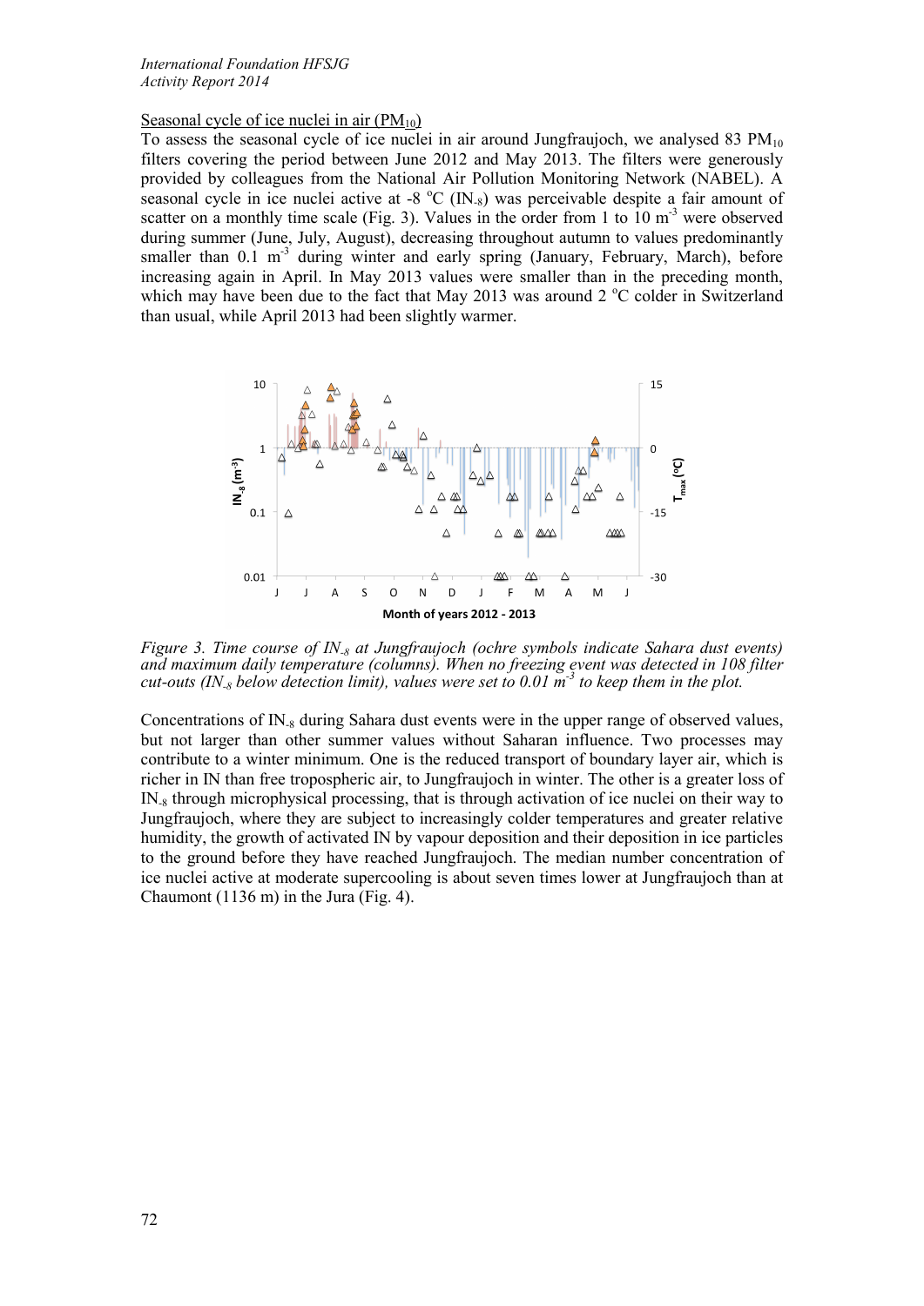Seasonal cycle of ice nuclei in air ($PM_{10}$)

To assess the seasonal cycle of ice nuclei in air around Jungfraujoch, we analysed 83 $PM_{10}$ filters covering the period between June 2012 and May 2013. The filters were generously provided by colleagues from the National Air Pollution Monitoring Network (NABEL). A seasonal cycle in ice nuclei active at -8 °C ($IN_{-8}$) was perceivable despite a fair amount of scatter on a monthly time scale (Fig. 3). Values in the order from 1 to 10 $m^{-3}$ were observed during summer (June, July, August), decreasing throughout autumn to values predominantly smaller than 0.1 $m^{-3}$ during winter and early spring (January, February, March), before increasing again in April. In May 2013 values were smaller than in the preceding month, which may have been due to the fact that May 2013 was around 2 °C colder in Switzerland than usual, while April 2013 had been slightly warmer.

*Figure 3. Time course of $IN_{-8}$ at Jungfraujoch (ochre symbols indicate Sahara dust events) and maximum daily temperature (columns). When no freezing event was detected in 108 filter cut-outs ($IN_{-8}$ below detection limit), values were set to 0.01 $m^{-3}$ to keep them in the plot.*

Concentrations of $IN_{-8}$ during Sahara dust events were in the upper range of observed values, but not larger than other summer values without Saharan influence. Two processes may contribute to a winter minimum. One is the reduced transport of boundary layer air, which is richer in IN than free tropospheric air, to Jungfraujoch in winter. The other is a greater loss of $IN_{-8}$ through microphysical processing, that is through activation of ice nuclei on their way to Jungfraujoch, where they are subject to increasingly colder temperatures and greater relative humidity, the growth of activated IN by vapour deposition and their deposition in ice particles to the ground before they have reached Jungfraujoch. The median number concentration of ice nuclei active at moderate supercooling is about seven times lower at Jungfraujoch than at Chaumont (1136 m) in the Jura (Fig. 4).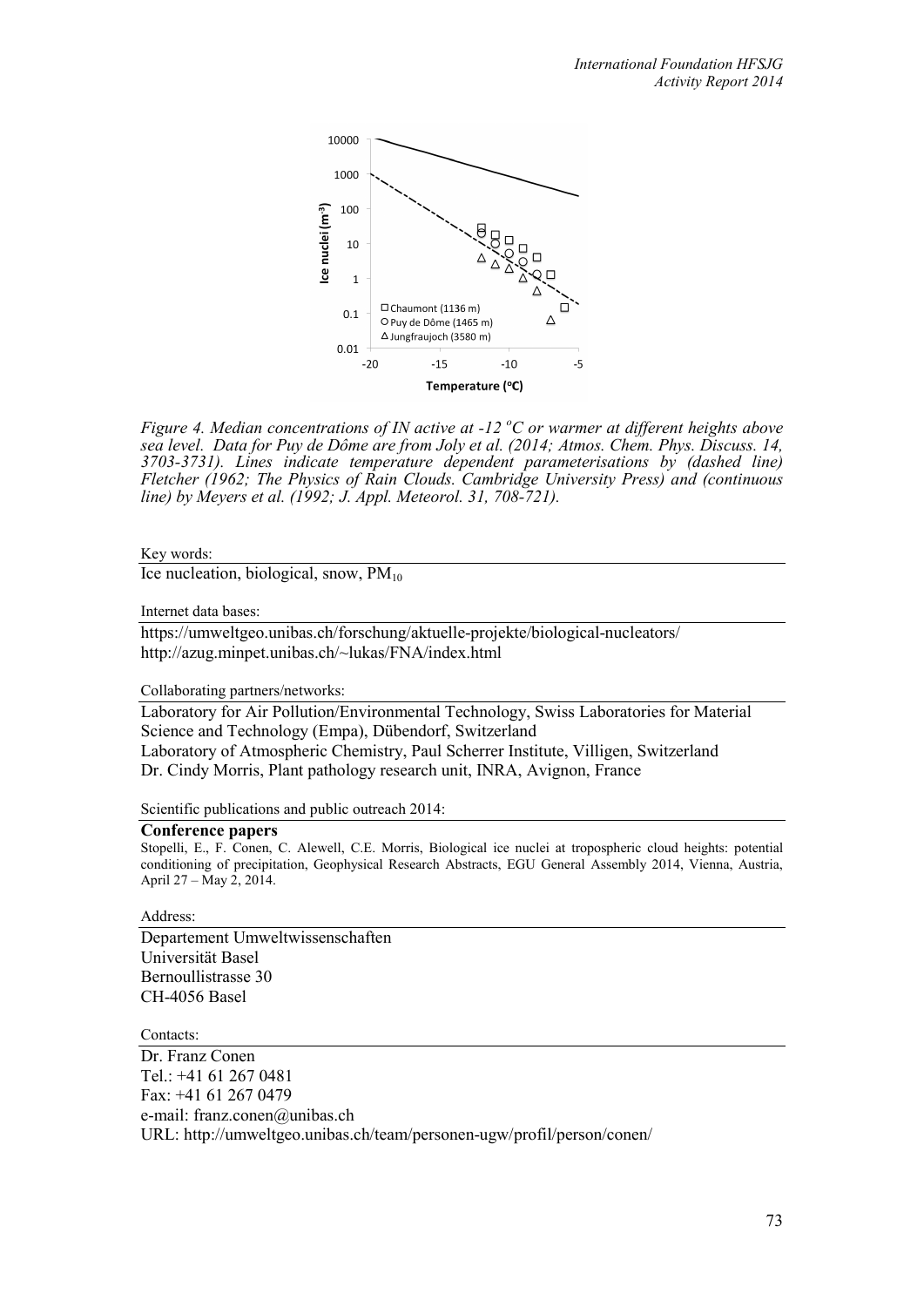10000

1000

100

10

1

0.1

0.01

Ice nuclei ($m^{-3}$)

-20 -15 -10 -5

Temperature (°C)

□ Chaumont (1136 m)
○ Puy de Dôme (1465 m)
△ Jungfraujoch (3580 m)

*Figure 4. Median concentrations of IN active at -12 °C or warmer at different heights above sea level. Data for Puy de Dôme are from Joly et al. (2014; Atmos. Chem. Phys. Discuss. 14, 3703-3731). Lines indicate temperature dependent parameterisations by (dashed line) Fletcher (1962; The Physics of Rain Clouds. Cambridge University Press) and (continuous line) by Meyers et al. (1992; J. Appl. Meteorol. 31, 708-721).*

Key words:

Ice nucleation, biological, snow, $PM_{10}$

Internet data bases:

https://umweltgeo.unibas.ch/forschung/aktuelle-projekte/biological-nucleators/
http://azug.minpet.unibas.ch/~lukas/FNA/index.html

Collaborating partners/networks:

Laboratory for Air Pollution/Environmental Technology, Swiss Laboratories for Material Science and Technology (Empa), Dübendorf, Switzerland
Laboratory of Atmospheric Chemistry, Paul Scherrer Institute, Villigen, Switzerland
Dr. Cindy Morris, Plant pathology research unit, INRA, Avignon, France

Scientific publications and public outreach 2014:

**Conference papers**

Stopelli, E., F. Conen, C. Alewell, C.E. Morris, Biological ice nuclei at tropospheric cloud heights: potential conditioning of precipitation, Geophysical Research Abstracts, EGU General Assembly 2014, Vienna, Austria, April 27 – May 2, 2014.

Address:

Departement Umweltwissenschaften
Universität Basel
Bernoullistrasse 30
CH-4056 Basel

Contacts:

Dr. Franz Conen
Tel.: +41 61 267 0481
Fax: +41 61 267 0479
e-mail: franz.conen@unibas.ch
URL: http://umweltgeo.unibas.ch/team/personen-ugw/profil/person/conen/